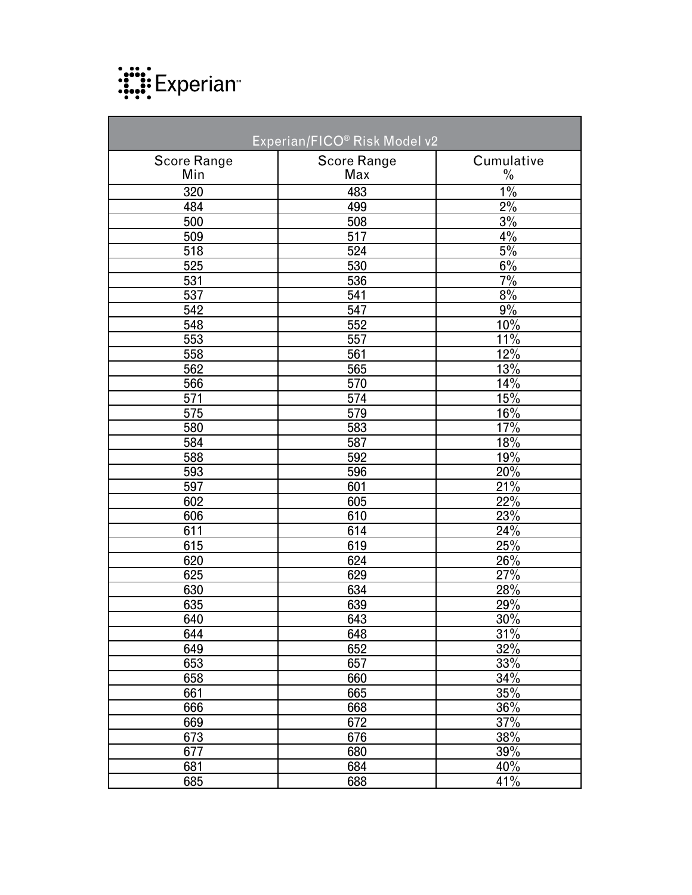Experian

| Experian/FICO® Risk Model v2 | | |
|---|---|---|
| Score Range Min | Score Range Max | Cumulative % |
| 320 | 483 | 1% |
| 484 | 499 | 2% |
| 500 | 508 | 3% |
| 509 | 517 | 4% |
| 518 | 524 | 5% |
| 525 | 530 | 6% |
| 531 | 536 | 7% |
| 537 | 541 | 8% |
| 542 | 547 | 9% |
| 548 | 552 | 10% |
| 553 | 557 | 11% |
| 558 | 561 | 12% |
| 562 | 565 | 13% |
| 566 | 570 | 14% |
| 571 | 574 | 15% |
| 575 | 579 | 16% |
| 580 | 583 | 17% |
| 584 | 587 | 18% |
| 588 | 592 | 19% |
| 593 | 596 | 20% |
| 597 | 601 | 21% |
| 602 | 605 | 22% |
| 606 | 610 | 23% |
| 611 | 614 | 24% |
| 615 | 619 | 25% |
| 620 | 624 | 26% |
| 625 | 629 | 27% |
| 630 | 634 | 28% |
| 635 | 639 | 29% |
| 640 | 643 | 30% |
| 644 | 648 | 31% |
| 649 | 652 | 32% |
| 653 | 657 | 33% |
| 658 | 660 | 34% |
| 661 | 665 | 35% |
| 666 | 668 | 36% |
| 669 | 672 | 37% |
| 673 | 676 | 38% |
| 677 | 680 | 39% |
| 681 | 684 | 40% |
| 685 | 688 | 41% |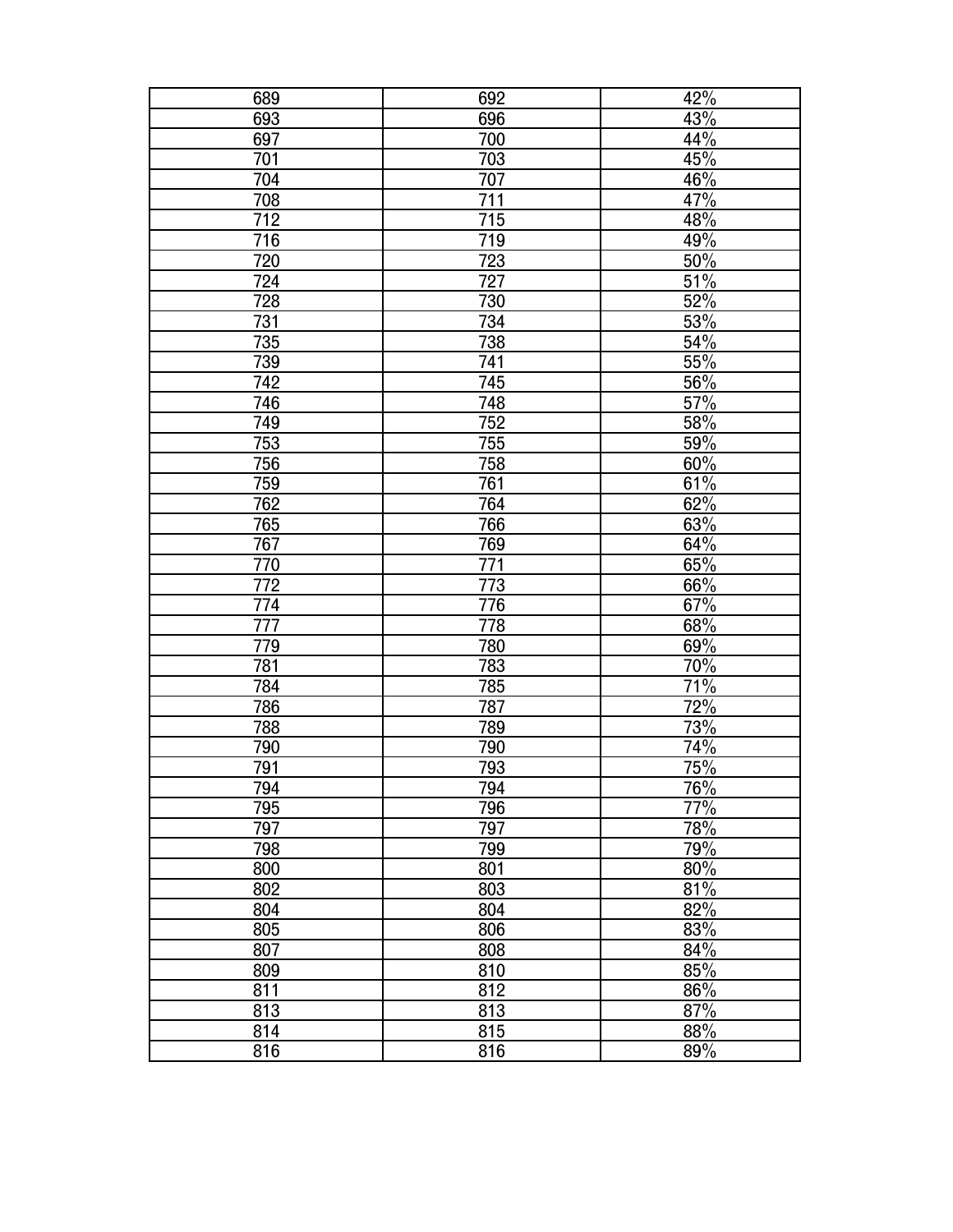| | | |
|---|---|---|
| 689 | 692 | 42% |
| 693 | 696 | 43% |
| 697 | 700 | 44% |
| 701 | 703 | 45% |
| 704 | 707 | 46% |
| 708 | 711 | 47% |
| 712 | 715 | 48% |
| 716 | 719 | 49% |
| 720 | 723 | 50% |
| 724 | 727 | 51% |
| 728 | 730 | 52% |
| 731 | 734 | 53% |
| 735 | 738 | 54% |
| 739 | 741 | 55% |
| 742 | 745 | 56% |
| 746 | 748 | 57% |
| 749 | 752 | 58% |
| 753 | 755 | 59% |
| 756 | 758 | 60% |
| 759 | 761 | 61% |
| 762 | 764 | 62% |
| 765 | 766 | 63% |
| 767 | 769 | 64% |
| 770 | 771 | 65% |
| 772 | 773 | 66% |
| 774 | 776 | 67% |
| 777 | 778 | 68% |
| 779 | 780 | 69% |
| 781 | 783 | 70% |
| 784 | 785 | 71% |
| 786 | 787 | 72% |
| 788 | 789 | 73% |
| 790 | 790 | 74% |
| 791 | 793 | 75% |
| 794 | 794 | 76% |
| 795 | 796 | 77% |
| 797 | 797 | 78% |
| 798 | 799 | 79% |
| 800 | 801 | 80% |
| 802 | 803 | 81% |
| 804 | 804 | 82% |
| 805 | 806 | 83% |
| 807 | 808 | 84% |
| 809 | 810 | 85% |
| 811 | 812 | 86% |
| 813 | 813 | 87% |
| 814 | 815 | 88% |
| 816 | 816 | 89% |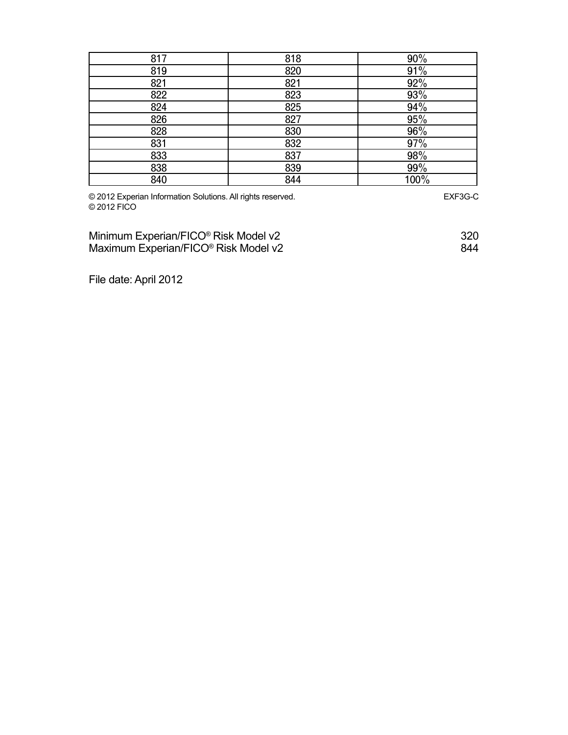| | | |
|---|---|---|
| 817 | 818 | 90% |
| 819 | 820 | 91% |
| 821 | 821 | 92% |
| 822 | 823 | 93% |
| 824 | 825 | 94% |
| 826 | 827 | 95% |
| 828 | 830 | 96% |
| 831 | 832 | 97% |
| 833 | 837 | 98% |
| 838 | 839 | 99% |
| 840 | 844 | 100% |

© 2012 Experian Information Solutions. All rights reserved. EXF3G-C
© 2012 FICO

Minimum Experian/FICO® Risk Model v2 320
Maximum Experian/FICO® Risk Model v2 844

File date: April 2012